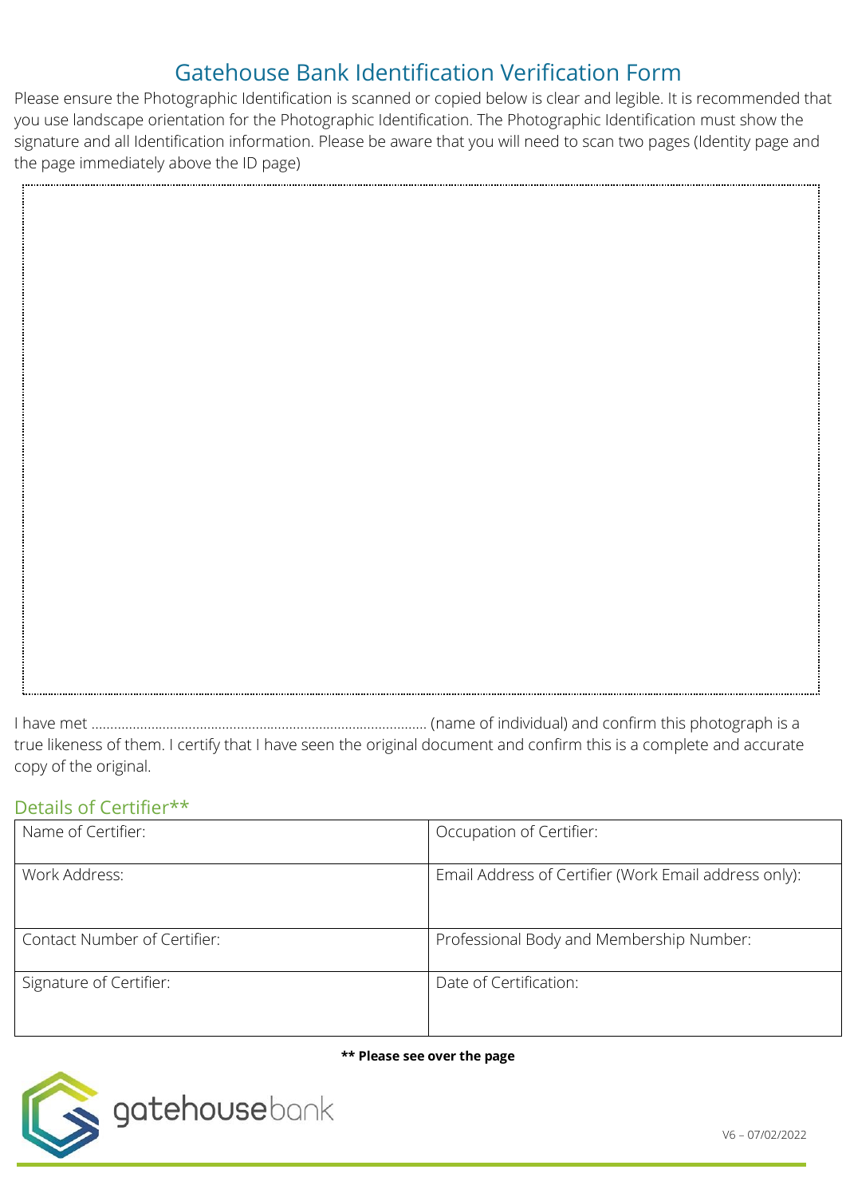# Gatehouse Bank Identification Verification Form

Please ensure the Photographic Identification is scanned or copied below is clear and legible. It is recommended that you use landscape orientation for the Photographic Identification. The Photographic Identification must show the signature and all Identification information. Please be aware that you will need to scan two pages (Identity page and the page immediately above the ID page)

I have met ........................................................................................ (name of individual) and confirm this photograph is a true likeness of them. I certify that I have seen the original document and confirm this is a complete and accurate copy of the original.

## Details of Certifier**

| Name of Certifier: | Occupation of Certifier: |
|---|---|
| Work Address: | Email Address of Certifier (Work Email address only): |
| Contact Number of Certifier: | Professional Body and Membership Number: |
| Signature of Certifier: | Date of Certification: |

**** Please see over the page**

gatehousebank

V6 – 07/02/2022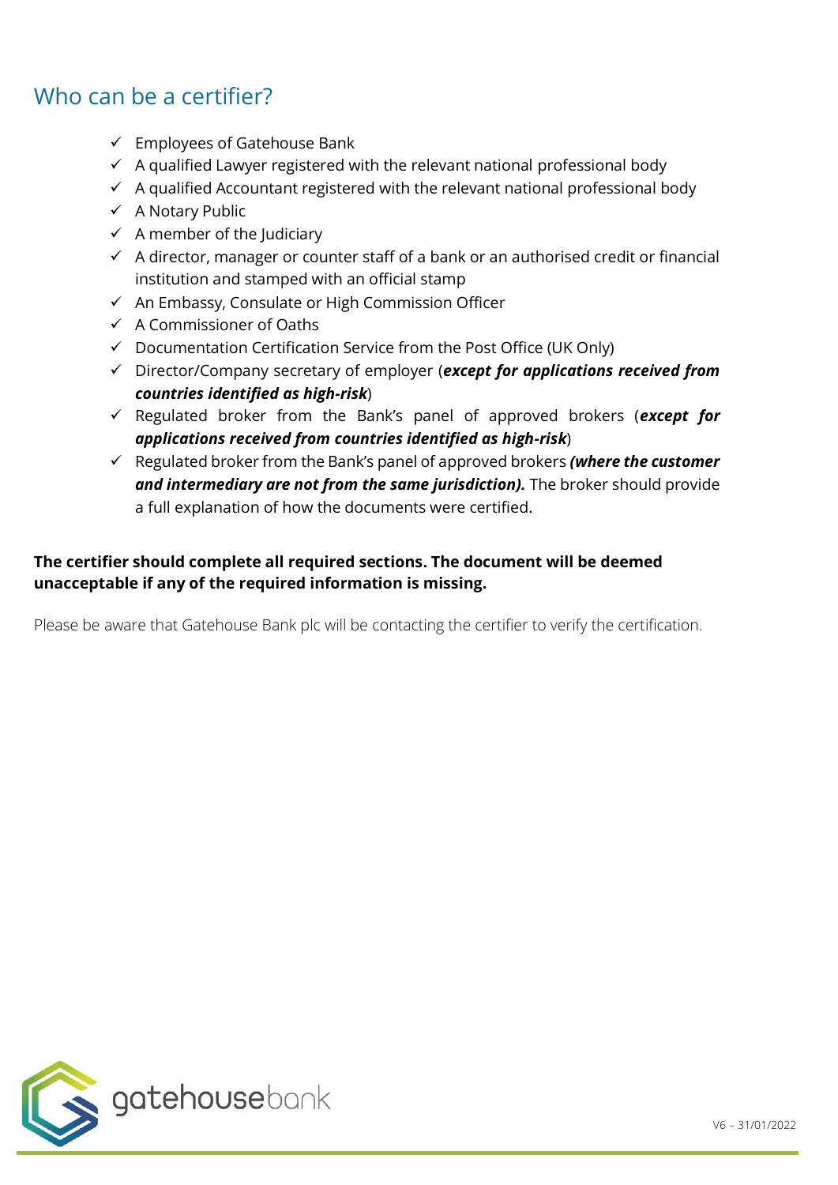## Who can be a certifier?

- ✓ Employees of Gatehouse Bank
- ✓ A qualified Lawyer registered with the relevant national professional body
- ✓ A qualified Accountant registered with the relevant national professional body
- ✓ A Notary Public
- ✓ A member of the Judiciary
- ✓ A director, manager or counter staff of a bank or an authorised credit or financial institution and stamped with an official stamp
- ✓ An Embassy, Consulate or High Commission Officer
- ✓ A Commissioner of Oaths
- ✓ Documentation Certification Service from the Post Office (UK Only)
- ✓ Director/Company secretary of employer (***except for applications received from countries identified as high-risk***)
- ✓ Regulated broker from the Bank's panel of approved brokers (***except for applications received from countries identified as high-risk***)
- ✓ Regulated broker from the Bank's panel of approved brokers ***(where the customer and intermediary are not from the same jurisdiction).*** The broker should provide a full explanation of how the documents were certified.

**The certifier should complete all required sections. The document will be deemed unacceptable if any of the required information is missing.**

Please be aware that Gatehouse Bank plc will be contacting the certifier to verify the certification.

gatehousebank

V6 – 31/01/2022